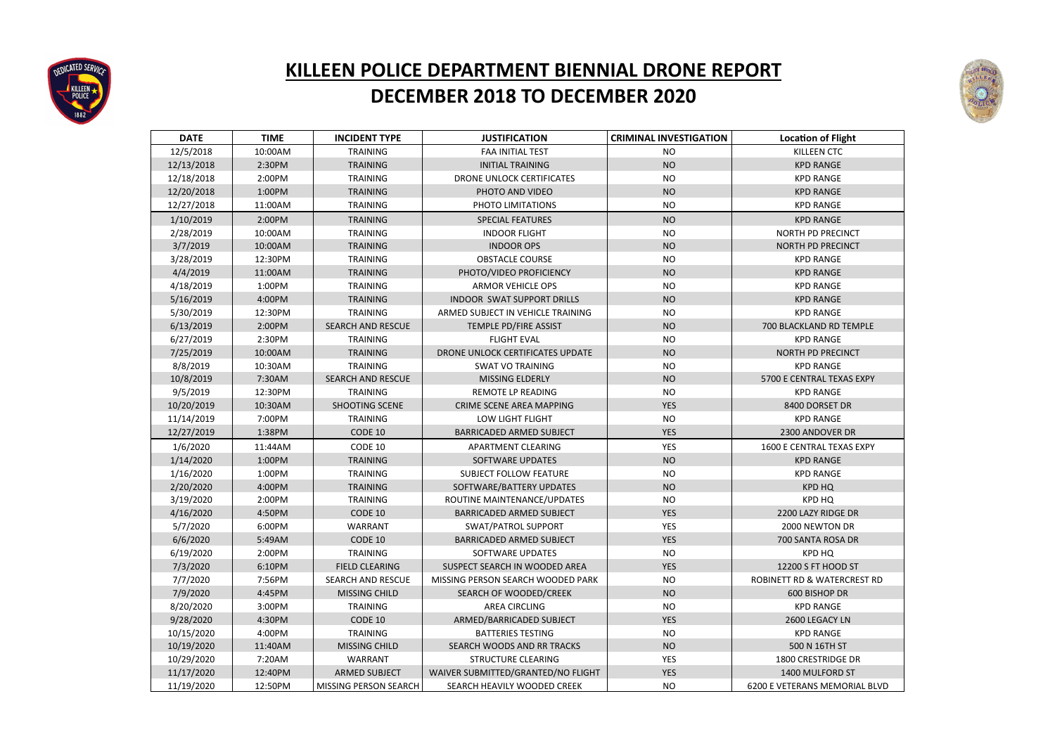# KILLEEN POLICE DEPARTMENT BIENNIAL DRONE REPORT

## DECEMBER 2018 TO DECEMBER 2020

| DATE | TIME | INCIDENT TYPE | JUSTIFICATION | CRIMINAL INVESTIGATION | Location of Flight |
|---|---|---|---|---|---|
| 12/5/2018 | 10:00AM | TRAINING | FAA INITIAL TEST | NO | KILLEEN CTC |
| 12/13/2018 | 2:30PM | TRAINING | INITIAL TRAINING | NO | KPD RANGE |
| 12/18/2018 | 2:00PM | TRAINING | DRONE UNLOCK CERTIFICATES | NO | KPD RANGE |
| 12/20/2018 | 1:00PM | TRAINING | PHOTO AND VIDEO | NO | KPD RANGE |
| 12/27/2018 | 11:00AM | TRAINING | PHOTO LIMITATIONS | NO | KPD RANGE |
| 1/10/2019 | 2:00PM | TRAINING | SPECIAL FEATURES | NO | KPD RANGE |
| 2/28/2019 | 10:00AM | TRAINING | INDOOR FLIGHT | NO | NORTH PD PRECINCT |
| 3/7/2019 | 10:00AM | TRAINING | INDOOR OPS | NO | NORTH PD PRECINCT |
| 3/28/2019 | 12:30PM | TRAINING | OBSTACLE COURSE | NO | KPD RANGE |
| 4/4/2019 | 11:00AM | TRAINING | PHOTO/VIDEO PROFICIENCY | NO | KPD RANGE |
| 4/18/2019 | 1:00PM | TRAINING | ARMOR VEHICLE OPS | NO | KPD RANGE |
| 5/16/2019 | 4:00PM | TRAINING | INDOOR SWAT SUPPORT DRILLS | NO | KPD RANGE |
| 5/30/2019 | 12:30PM | TRAINING | ARMED SUBJECT IN VEHICLE TRAINING | NO | KPD RANGE |
| 6/13/2019 | 2:00PM | SEARCH AND RESCUE | TEMPLE PD/FIRE ASSIST | NO | 700 BLACKLAND RD TEMPLE |
| 6/27/2019 | 2:30PM | TRAINING | FLIGHT EVAL | NO | KPD RANGE |
| 7/25/2019 | 10:00AM | TRAINING | DRONE UNLOCK CERTIFICATES UPDATE | NO | NORTH PD PRECINCT |
| 8/8/2019 | 10:30AM | TRAINING | SWAT VO TRAINING | NO | KPD RANGE |
| 10/8/2019 | 7:30AM | SEARCH AND RESCUE | MISSING ELDERLY | NO | 5700 E CENTRAL TEXAS EXPY |
| 9/5/2019 | 12:30PM | TRAINING | REMOTE LP READING | NO | KPD RANGE |
| 10/20/2019 | 10:30AM | SHOOTING SCENE | CRIME SCENE AREA MAPPING | YES | 8400 DORSET DR |
| 11/14/2019 | 7:00PM | TRAINING | LOW LIGHT FLIGHT | NO | KPD RANGE |
| 12/27/2019 | 1:38PM | CODE 10 | BARRICADED ARMED SUBJECT | YES | 2300 ANDOVER DR |
| 1/6/2020 | 11:44AM | CODE 10 | APARTMENT CLEARING | YES | 1600 E CENTRAL TEXAS EXPY |
| 1/14/2020 | 1:00PM | TRAINING | SOFTWARE UPDATES | NO | KPD RANGE |
| 1/16/2020 | 1:00PM | TRAINING | SUBJECT FOLLOW FEATURE | NO | KPD RANGE |
| 2/20/2020 | 4:00PM | TRAINING | SOFTWARE/BATTERY UPDATES | NO | KPD HQ |
| 3/19/2020 | 2:00PM | TRAINING | ROUTINE MAINTENANCE/UPDATES | NO | KPD HQ |
| 4/16/2020 | 4:50PM | CODE 10 | BARRICADED ARMED SUBJECT | YES | 2200 LAZY RIDGE DR |
| 5/7/2020 | 6:00PM | WARRANT | SWAT/PATROL SUPPORT | YES | 2000 NEWTON DR |
| 6/6/2020 | 5:49AM | CODE 10 | BARRICADED ARMED SUBJECT | YES | 700 SANTA ROSA DR |
| 6/19/2020 | 2:00PM | TRAINING | SOFTWARE UPDATES | NO | KPD HQ |
| 7/3/2020 | 6:10PM | FIELD CLEARING | SUSPECT SEARCH IN WOODED AREA | YES | 12200 S FT HOOD ST |
| 7/7/2020 | 7:56PM | SEARCH AND RESCUE | MISSING PERSON SEARCH WOODED PARK | NO | ROBINETT RD & WATERCREST RD |
| 7/9/2020 | 4:45PM | MISSING CHILD | SEARCH OF WOODED/CREEK | NO | 600 BISHOP DR |
| 8/20/2020 | 3:00PM | TRAINING | AREA CIRCLING | NO | KPD RANGE |
| 9/28/2020 | 4:30PM | CODE 10 | ARMED/BARRICADED SUBJECT | YES | 2600 LEGACY LN |
| 10/15/2020 | 4:00PM | TRAINING | BATTERIES TESTING | NO | KPD RANGE |
| 10/19/2020 | 11:40AM | MISSING CHILD | SEARCH WOODS AND RR TRACKS | NO | 500 N 16TH ST |
| 10/29/2020 | 7:20AM | WARRANT | STRUCTURE CLEARING | YES | 1800 CRESTRIDGE DR |
| 11/17/2020 | 12:40PM | ARMED SUBJECT | WAIVER SUBMITTED/GRANTED/NO FLIGHT | YES | 1400 MULFORD ST |
| 11/19/2020 | 12:50PM | MISSING PERSON SEARCH | SEARCH HEAVILY WOODED CREEK | NO | 6200 E VETERANS MEMORIAL BLVD |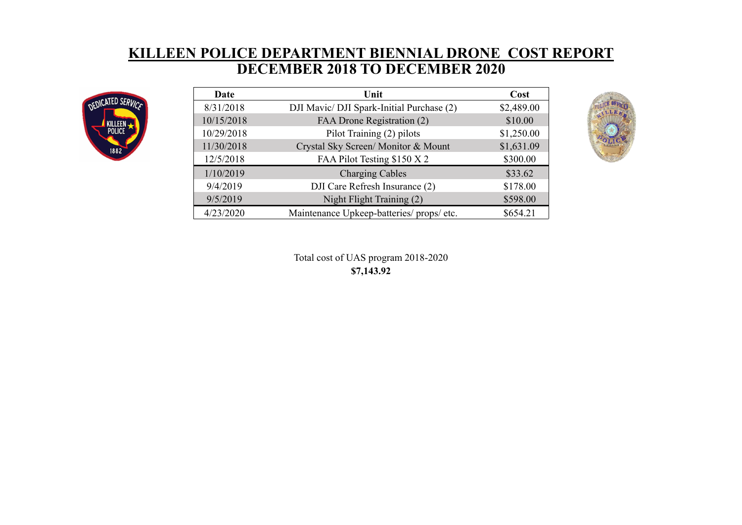# KILLEEN POLICE DEPARTMENT BIENNIAL DRONE COST REPORT
# DECEMBER 2018 TO DECEMBER 2020

| Date | Unit | Cost |
|---|---|---|
| 8/31/2018 | DJI Mavic/ DJI Spark-Initial Purchase (2) | $2,489.00 |
| 10/15/2018 | FAA Drone Registration (2) | $10.00 |
| 10/29/2018 | Pilot Training (2) pilots | $1,250.00 |
| 11/30/2018 | Crystal Sky Screen/ Monitor & Mount | $1,631.09 |
| 12/5/2018 | FAA Pilot Testing $150 X 2 | $300.00 |
| 1/10/2019 | Charging Cables | $33.62 |
| 9/4/2019 | DJI Care Refresh Insurance (2) | $178.00 |
| 9/5/2019 | Night Flight Training (2) | $598.00 |
| 4/23/2020 | Maintenance Upkeep-batteries/ props/ etc. | $654.21 |

Total cost of UAS program 2018-2020

**$7,143.92**